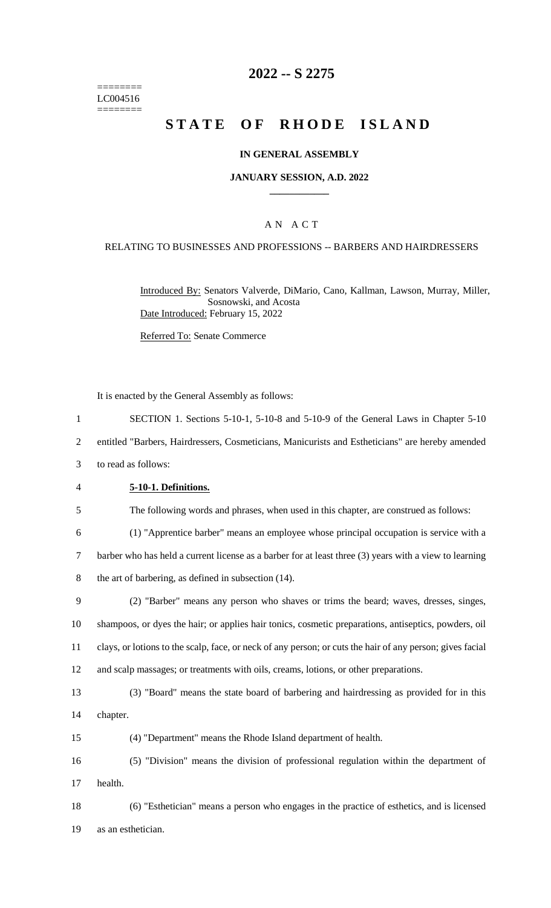========
LC004516
========

# 2022 -- S 2275

# STATE OF RHODE ISLAND

### IN GENERAL ASSEMBLY

### JANUARY SESSION, A.D. 2022

## A N A C T

### RELATING TO BUSINESSES AND PROFESSIONS -- BARBERS AND HAIRDRESSERS

Introduced By: Senators Valverde, DiMario, Cano, Kallman, Lawson, Murray, Miller, Sosnowski, and Acosta

Date Introduced: February 15, 2022

Referred To: Senate Commerce

It is enacted by the General Assembly as follows:

1 SECTION 1. Sections 5-10-1, 5-10-8 and 5-10-9 of the General Laws in Chapter 5-10
2 entitled "Barbers, Hairdressers, Cosmeticians, Manicurists and Estheticians" are hereby amended
3 to read as follows:

4 **5-10-1. Definitions.**

5 The following words and phrases, when used in this chapter, are construed as follows:

6 (1) "Apprentice barber" means an employee whose principal occupation is service with a
7 barber who has held a current license as a barber for at least three (3) years with a view to learning
8 the art of barbering, as defined in subsection (14).

9 (2) "Barber" means any person who shaves or trims the beard; waves, dresses, singes,
10 shampoos, or dyes the hair; or applies hair tonics, cosmetic preparations, antiseptics, powders, oil
11 clays, or lotions to the scalp, face, or neck of any person; or cuts the hair of any person; gives facial
12 and scalp massages; or treatments with oils, creams, lotions, or other preparations.

13 (3) "Board" means the state board of barbering and hairdressing as provided for in this
14 chapter.

15 (4) "Department" means the Rhode Island department of health.

16 (5) "Division" means the division of professional regulation within the department of
17 health.

18 (6) "Esthetician" means a person who engages in the practice of esthetics, and is licensed
19 as an esthetician.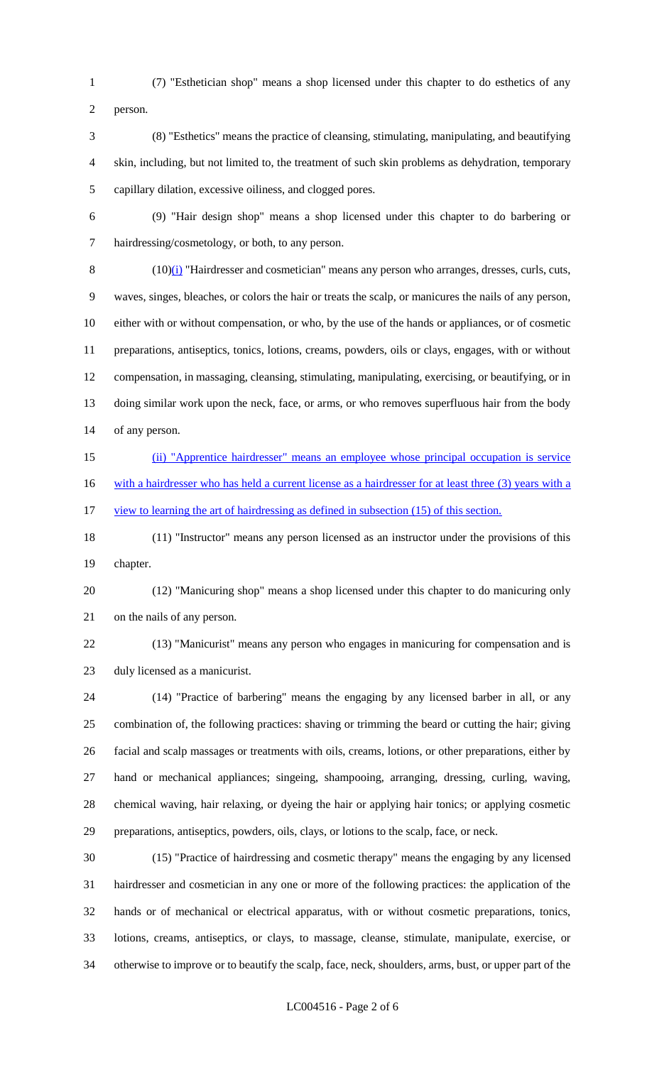(7) "Esthetician shop" means a shop licensed under this chapter to do esthetics of any person.

(8) "Esthetics" means the practice of cleansing, stimulating, manipulating, and beautifying skin, including, but not limited to, the treatment of such skin problems as dehydration, temporary capillary dilation, excessive oiliness, and clogged pores.

(9) "Hair design shop" means a shop licensed under this chapter to do barbering or hairdressing/cosmetology, or both, to any person.

(10)(i) "Hairdresser and cosmetician" means any person who arranges, dresses, curls, cuts, waves, singes, bleaches, or colors the hair or treats the scalp, or manicures the nails of any person, either with or without compensation, or who, by the use of the hands or appliances, or of cosmetic preparations, antiseptics, tonics, lotions, creams, powders, oils or clays, engages, with or without compensation, in massaging, cleansing, stimulating, manipulating, exercising, or beautifying, or in doing similar work upon the neck, face, or arms, or who removes superfluous hair from the body of any person.

(ii) "Apprentice hairdresser" means an employee whose principal occupation is service with a hairdresser who has held a current license as a hairdresser for at least three (3) years with a view to learning the art of hairdressing as defined in subsection (15) of this section.

(11) "Instructor" means any person licensed as an instructor under the provisions of this chapter.

(12) "Manicuring shop" means a shop licensed under this chapter to do manicuring only on the nails of any person.

(13) "Manicurist" means any person who engages in manicuring for compensation and is duly licensed as a manicurist.

(14) "Practice of barbering" means the engaging by any licensed barber in all, or any combination of, the following practices: shaving or trimming the beard or cutting the hair; giving facial and scalp massages or treatments with oils, creams, lotions, or other preparations, either by hand or mechanical appliances; singeing, shampooing, arranging, dressing, curling, waving, chemical waving, hair relaxing, or dyeing the hair or applying hair tonics; or applying cosmetic preparations, antiseptics, powders, oils, clays, or lotions to the scalp, face, or neck.

(15) "Practice of hairdressing and cosmetic therapy" means the engaging by any licensed hairdresser and cosmetician in any one or more of the following practices: the application of the hands or of mechanical or electrical apparatus, with or without cosmetic preparations, tonics, lotions, creams, antiseptics, or clays, to massage, cleanse, stimulate, manipulate, exercise, or otherwise to improve or to beautify the scalp, face, neck, shoulders, arms, bust, or upper part of the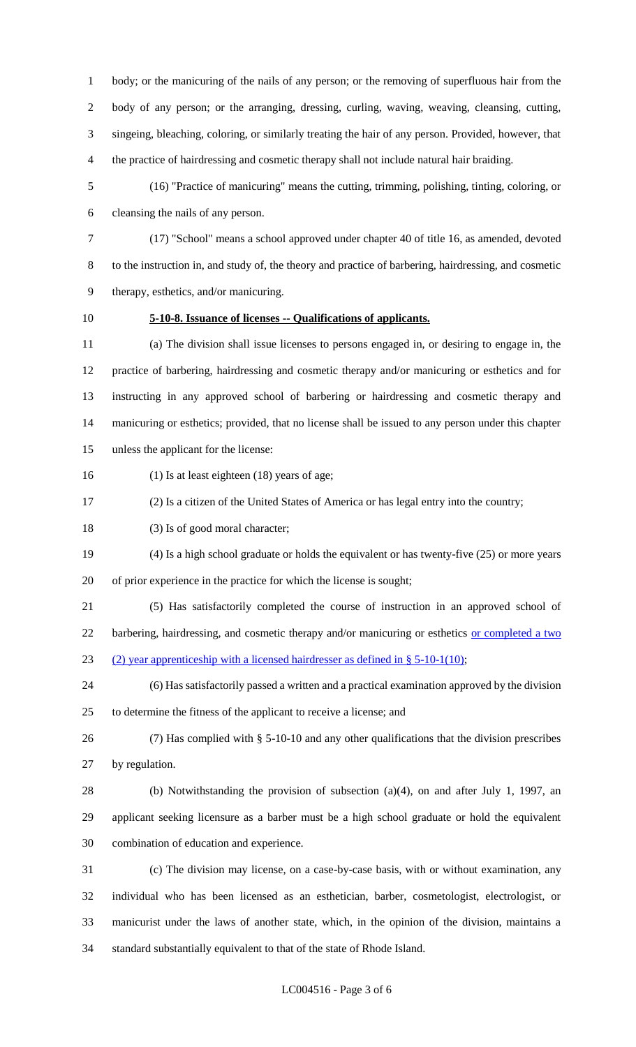body; or the manicuring of the nails of any person; or the removing of superfluous hair from the body of any person; or the arranging, dressing, curling, waving, weaving, cleansing, cutting, singeing, bleaching, coloring, or similarly treating the hair of any person. Provided, however, that the practice of hairdressing and cosmetic therapy shall not include natural hair braiding.

(16) "Practice of manicuring" means the cutting, trimming, polishing, tinting, coloring, or cleansing the nails of any person.

(17) "School" means a school approved under chapter 40 of title 16, as amended, devoted to the instruction in, and study of, the theory and practice of barbering, hairdressing, and cosmetic therapy, esthetics, and/or manicuring.

**5-10-8. Issuance of licenses -- Qualifications of applicants.**

(a) The division shall issue licenses to persons engaged in, or desiring to engage in, the practice of barbering, hairdressing and cosmetic therapy and/or manicuring or esthetics and for instructing in any approved school of barbering or hairdressing and cosmetic therapy and manicuring or esthetics; provided, that no license shall be issued to any person under this chapter unless the applicant for the license:

(1) Is at least eighteen (18) years of age;

(2) Is a citizen of the United States of America or has legal entry into the country;

(3) Is of good moral character;

(4) Is a high school graduate or holds the equivalent or has twenty-five (25) or more years of prior experience in the practice for which the license is sought;

(5) Has satisfactorily completed the course of instruction in an approved school of barbering, hairdressing, and cosmetic therapy and/or manicuring or esthetics or completed a two (2) year apprenticeship with a licensed hairdresser as defined in § 5-10-1(10);

(6) Has satisfactorily passed a written and a practical examination approved by the division to determine the fitness of the applicant to receive a license; and

(7) Has complied with § 5-10-10 and any other qualifications that the division prescribes by regulation.

(b) Notwithstanding the provision of subsection (a)(4), on and after July 1, 1997, an applicant seeking licensure as a barber must be a high school graduate or hold the equivalent combination of education and experience.

(c) The division may license, on a case-by-case basis, with or without examination, any individual who has been licensed as an esthetician, barber, cosmetologist, electrologist, or manicurist under the laws of another state, which, in the opinion of the division, maintains a standard substantially equivalent to that of the state of Rhode Island.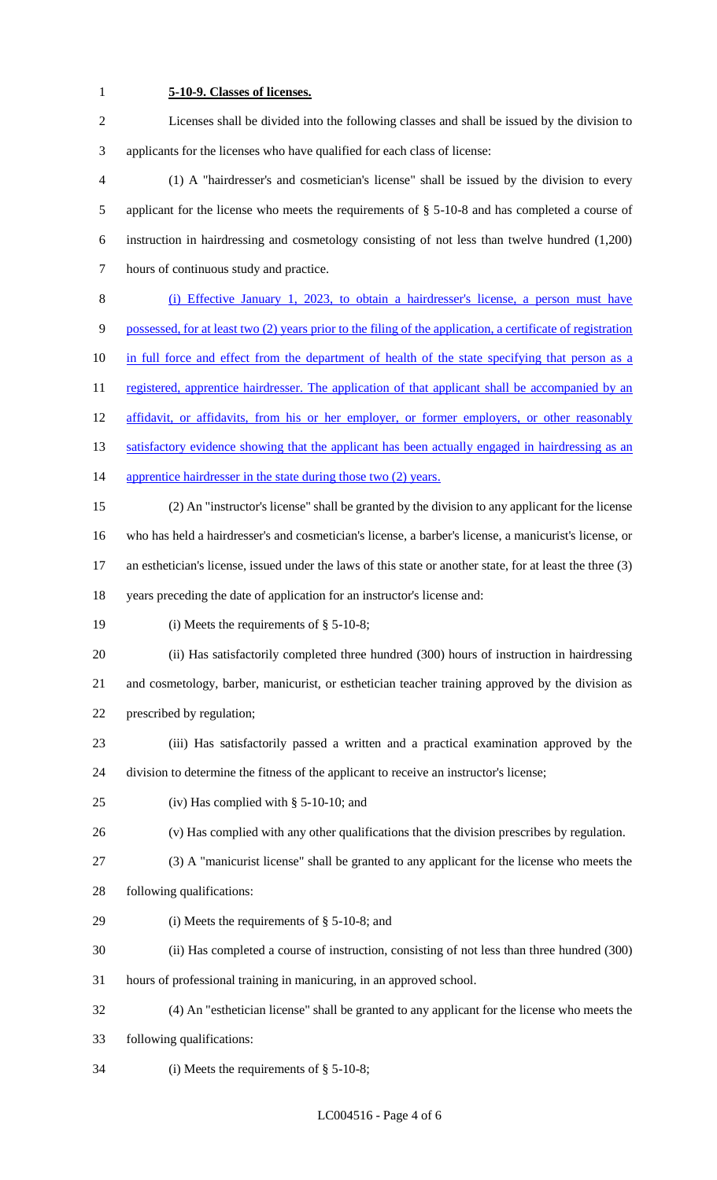**5-10-9. Classes of licenses.**

Licenses shall be divided into the following classes and shall be issued by the division to applicants for the licenses who have qualified for each class of license:

(1) A "hairdresser's and cosmetician's license" shall be issued by the division to every applicant for the license who meets the requirements of § 5-10-8 and has completed a course of instruction in hairdressing and cosmetology consisting of not less than twelve hundred (1,200) hours of continuous study and practice.

(i) Effective January 1, 2023, to obtain a hairdresser's license, a person must have possessed, for at least two (2) years prior to the filing of the application, a certificate of registration in full force and effect from the department of health of the state specifying that person as a registered, apprentice hairdresser. The application of that applicant shall be accompanied by an affidavit, or affidavits, from his or her employer, or former employers, or other reasonably satisfactory evidence showing that the applicant has been actually engaged in hairdressing as an apprentice hairdresser in the state during those two (2) years.

(2) An "instructor's license" shall be granted by the division to any applicant for the license who has held a hairdresser's and cosmetician's license, a barber's license, a manicurist's license, or an esthetician's license, issued under the laws of this state or another state, for at least the three (3) years preceding the date of application for an instructor's license and:

(i) Meets the requirements of § 5-10-8;

(ii) Has satisfactorily completed three hundred (300) hours of instruction in hairdressing and cosmetology, barber, manicurist, or esthetician teacher training approved by the division as prescribed by regulation;

(iii) Has satisfactorily passed a written and a practical examination approved by the division to determine the fitness of the applicant to receive an instructor's license;

(iv) Has complied with § 5-10-10; and

(v) Has complied with any other qualifications that the division prescribes by regulation.

(3) A "manicurist license" shall be granted to any applicant for the license who meets the following qualifications:

(i) Meets the requirements of § 5-10-8; and

(ii) Has completed a course of instruction, consisting of not less than three hundred (300) hours of professional training in manicuring, in an approved school.

(4) An "esthetician license" shall be granted to any applicant for the license who meets the following qualifications:

(i) Meets the requirements of § 5-10-8;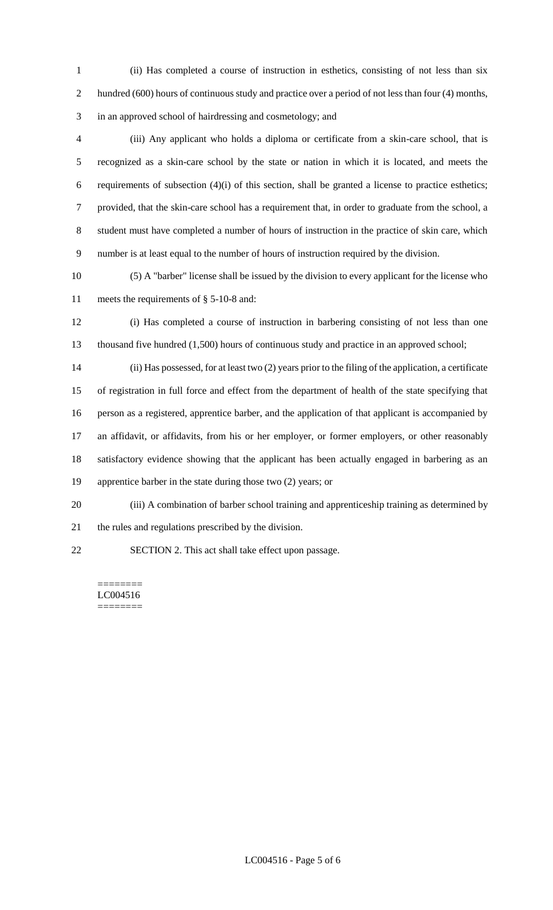(ii) Has completed a course of instruction in esthetics, consisting of not less than six hundred (600) hours of continuous study and practice over a period of not less than four (4) months, in an approved school of hairdressing and cosmetology; and

(iii) Any applicant who holds a diploma or certificate from a skin-care school, that is recognized as a skin-care school by the state or nation in which it is located, and meets the requirements of subsection (4)(i) of this section, shall be granted a license to practice esthetics; provided, that the skin-care school has a requirement that, in order to graduate from the school, a student must have completed a number of hours of instruction in the practice of skin care, which number is at least equal to the number of hours of instruction required by the division.

(5) A "barber" license shall be issued by the division to every applicant for the license who meets the requirements of § 5-10-8 and:

(i) Has completed a course of instruction in barbering consisting of not less than one thousand five hundred (1,500) hours of continuous study and practice in an approved school;

(ii) Has possessed, for at least two (2) years prior to the filing of the application, a certificate of registration in full force and effect from the department of health of the state specifying that person as a registered, apprentice barber, and the application of that applicant is accompanied by an affidavit, or affidavits, from his or her employer, or former employers, or other reasonably satisfactory evidence showing that the applicant has been actually engaged in barbering as an apprentice barber in the state during those two (2) years; or

(iii) A combination of barber school training and apprenticeship training as determined by the rules and regulations prescribed by the division.

SECTION 2. This act shall take effect upon passage.

========
LC004516
========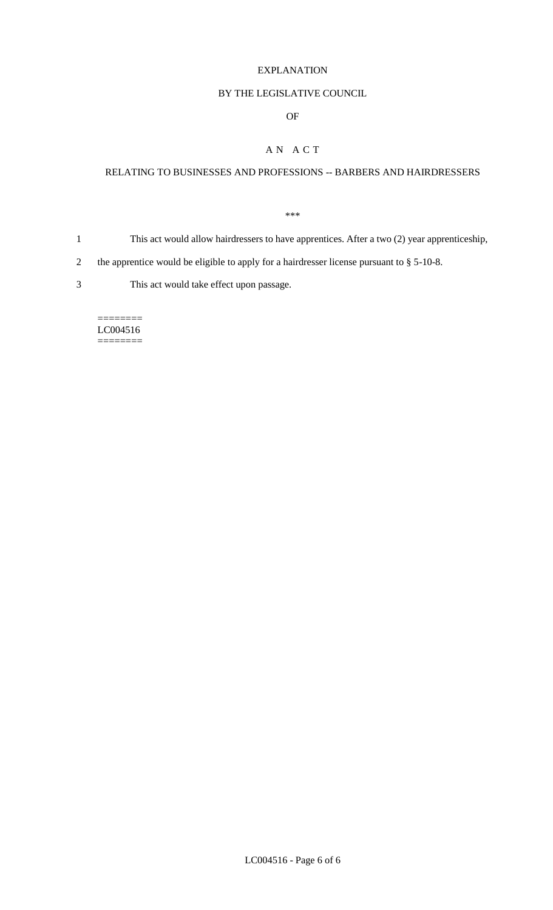EXPLANATION

BY THE LEGISLATIVE COUNCIL

OF

A N A C T

RELATING TO BUSINESSES AND PROFESSIONS -- BARBERS AND HAIRDRESSERS

***

This act would allow hairdressers to have apprentices. After a two (2) year apprenticeship, the apprentice would be eligible to apply for a hairdresser license pursuant to § 5-10-8.

This act would take effect upon passage.

========
LC004516
========